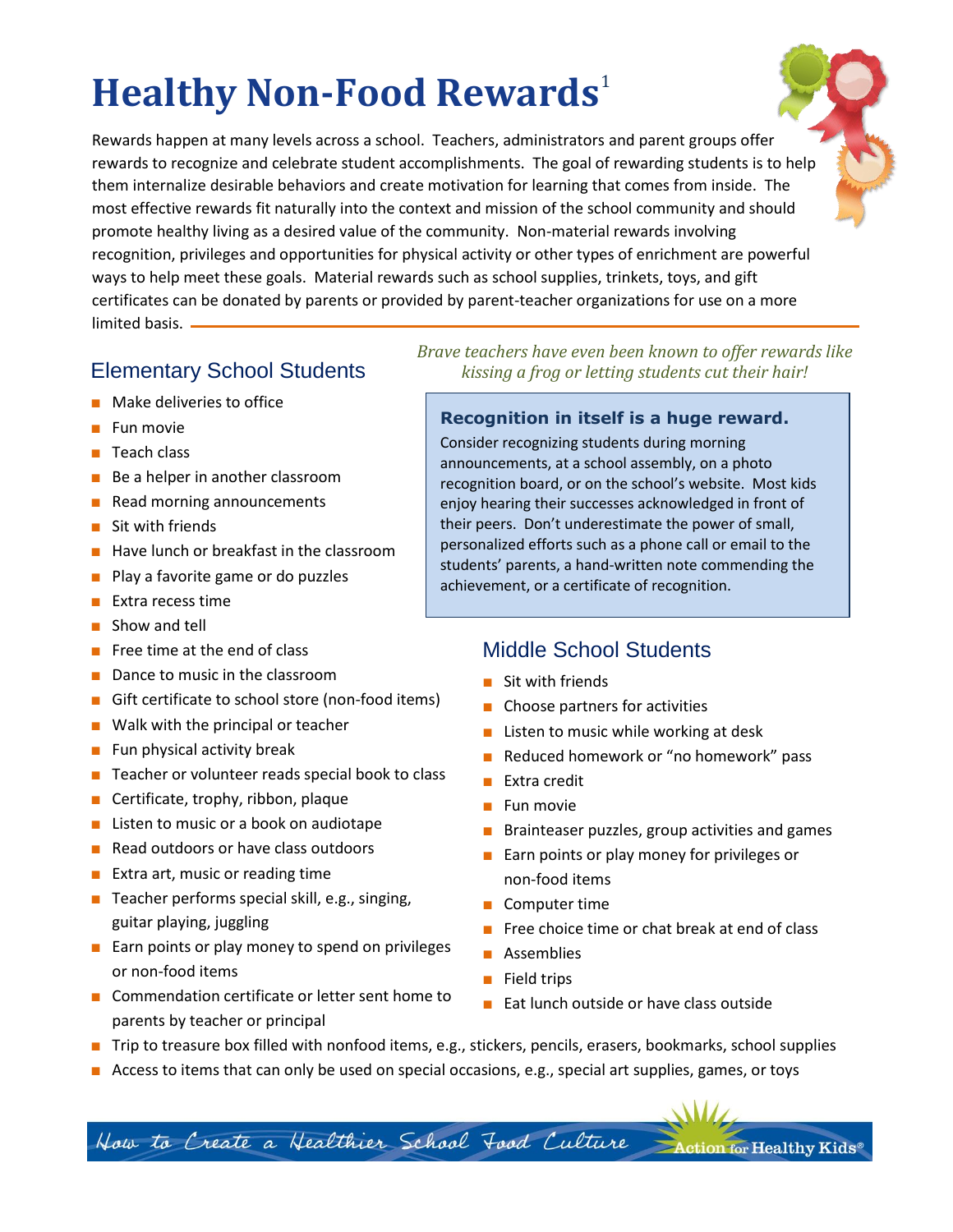# Healthy Non-Food Rewards[1]

Rewards happen at many levels across a school. Teachers, administrators and parent groups offer rewards to recognize and celebrate student accomplishments. The goal of rewarding students is to help them internalize desirable behaviors and create motivation for learning that comes from inside. The most effective rewards fit naturally into the context and mission of the school community and should promote healthy living as a desired value of the community. Non-material rewards involving recognition, privileges and opportunities for physical activity or other types of enrichment are powerful ways to help meet these goals. Material rewards such as school supplies, trinkets, toys, and gift certificates can be donated by parents or provided by parent-teacher organizations for use on a more limited basis.

*Brave teachers have even been known to offer rewards like kissing a frog or letting students cut their hair!*

## Elementary School Students

- Make deliveries to office
- Fun movie
- Teach class
- Be a helper in another classroom
- Read morning announcements
- Sit with friends
- Have lunch or breakfast in the classroom
- Play a favorite game or do puzzles
- Extra recess time
- Show and tell
- Free time at the end of class
- Dance to music in the classroom
- Gift certificate to school store (non-food items)
- Walk with the principal or teacher
- Fun physical activity break
- Teacher or volunteer reads special book to class
- Certificate, trophy, ribbon, plaque
- Listen to music or a book on audiotape
- Read outdoors or have class outdoors
- Extra art, music or reading time
- Teacher performs special skill, e.g., singing, guitar playing, juggling
- Earn points or play money to spend on privileges or non-food items
- Commendation certificate or letter sent home to parents by teacher or principal
- Trip to treasure box filled with nonfood items, e.g., stickers, pencils, erasers, bookmarks, school supplies
- Access to items that can only be used on special occasions, e.g., special art supplies, games, or toys

**Recognition in itself is a huge reward.**

Consider recognizing students during morning announcements, at a school assembly, on a photo recognition board, or on the school's website. Most kids enjoy hearing their successes acknowledged in front of their peers. Don't underestimate the power of small, personalized efforts such as a phone call or email to the students' parents, a hand-written note commending the achievement, or a certificate of recognition.

## Middle School Students

- Sit with friends
- Choose partners for activities
- Listen to music while working at desk
- Reduced homework or "no homework" pass
- Extra credit
- Fun movie
- Brainteaser puzzles, group activities and games
- Earn points or play money for privileges or non-food items
- Computer time
- Free choice time or chat break at end of class
- Assemblies
- Field trips
- Eat lunch outside or have class outside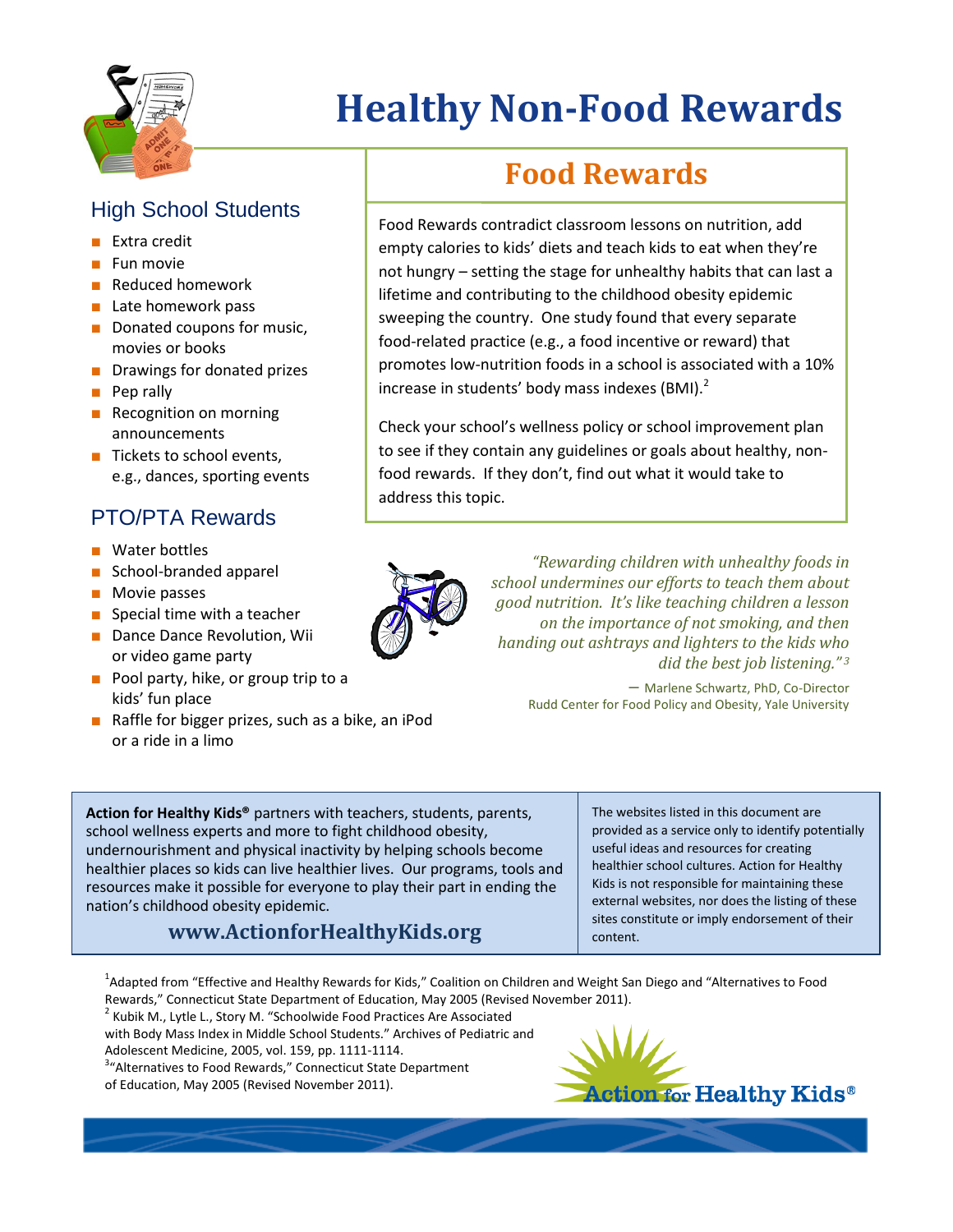# Healthy Non-Food Rewards

## High School Students

- Extra credit
- Fun movie
- Reduced homework
- Late homework pass
- Donated coupons for music, movies or books
- Drawings for donated prizes
- Pep rally
- Recognition on morning announcements
- Tickets to school events, e.g., dances, sporting events

## PTO/PTA Rewards

- Water bottles
- School-branded apparel
- Movie passes
- Special time with a teacher
- Dance Dance Revolution, Wii or video game party
- Pool party, hike, or group trip to a kids' fun place
- Raffle for bigger prizes, such as a bike, an iPod or a ride in a limo

## Food Rewards

Food Rewards contradict classroom lessons on nutrition, add empty calories to kids' diets and teach kids to eat when they're not hungry – setting the stage for unhealthy habits that can last a lifetime and contributing to the childhood obesity epidemic sweeping the country. One study found that every separate food-related practice (e.g., a food incentive or reward) that promotes low-nutrition foods in a school is associated with a 10% increase in students' body mass indexes (BMI).[2]

Check your school's wellness policy or school improvement plan to see if they contain any guidelines or goals about healthy, non-food rewards. If they don't, find out what it would take to address this topic.

*"Rewarding children with unhealthy foods in school undermines our efforts to teach them about good nutrition. It's like teaching children a lesson on the importance of not smoking, and then handing out ashtrays and lighters to the kids who did the best job listening."[3]*

— Marlene Schwartz, PhD, Co-Director
Rudd Center for Food Policy and Obesity, Yale University

**Action for Healthy Kids®** partners with teachers, students, parents, school wellness experts and more to fight childhood obesity, undernourishment and physical inactivity by helping schools become healthier places so kids can live healthier lives. Our programs, tools and resources make it possible for everyone to play their part in ending the nation's childhood obesity epidemic.

**www.ActionforHealthyKids.org**

The websites listed in this document are provided as a service only to identify potentially useful ideas and resources for creating healthier school cultures. Action for Healthy Kids is not responsible for maintaining these external websites, nor does the listing of these sites constitute or imply endorsement of their content.

[1]Adapted from "Effective and Healthy Rewards for Kids," Coalition on Children and Weight San Diego and "Alternatives to Food Rewards," Connecticut State Department of Education, May 2005 (Revised November 2011).
[2] Kubik M., Lytle L., Story M. "Schoolwide Food Practices Are Associated with Body Mass Index in Middle School Students." Archives of Pediatric and Adolescent Medicine, 2005, vol. 159, pp. 1111-1114.
[3]"Alternatives to Food Rewards," Connecticut State Department of Education, May 2005 (Revised November 2011).

Action for Healthy Kids®